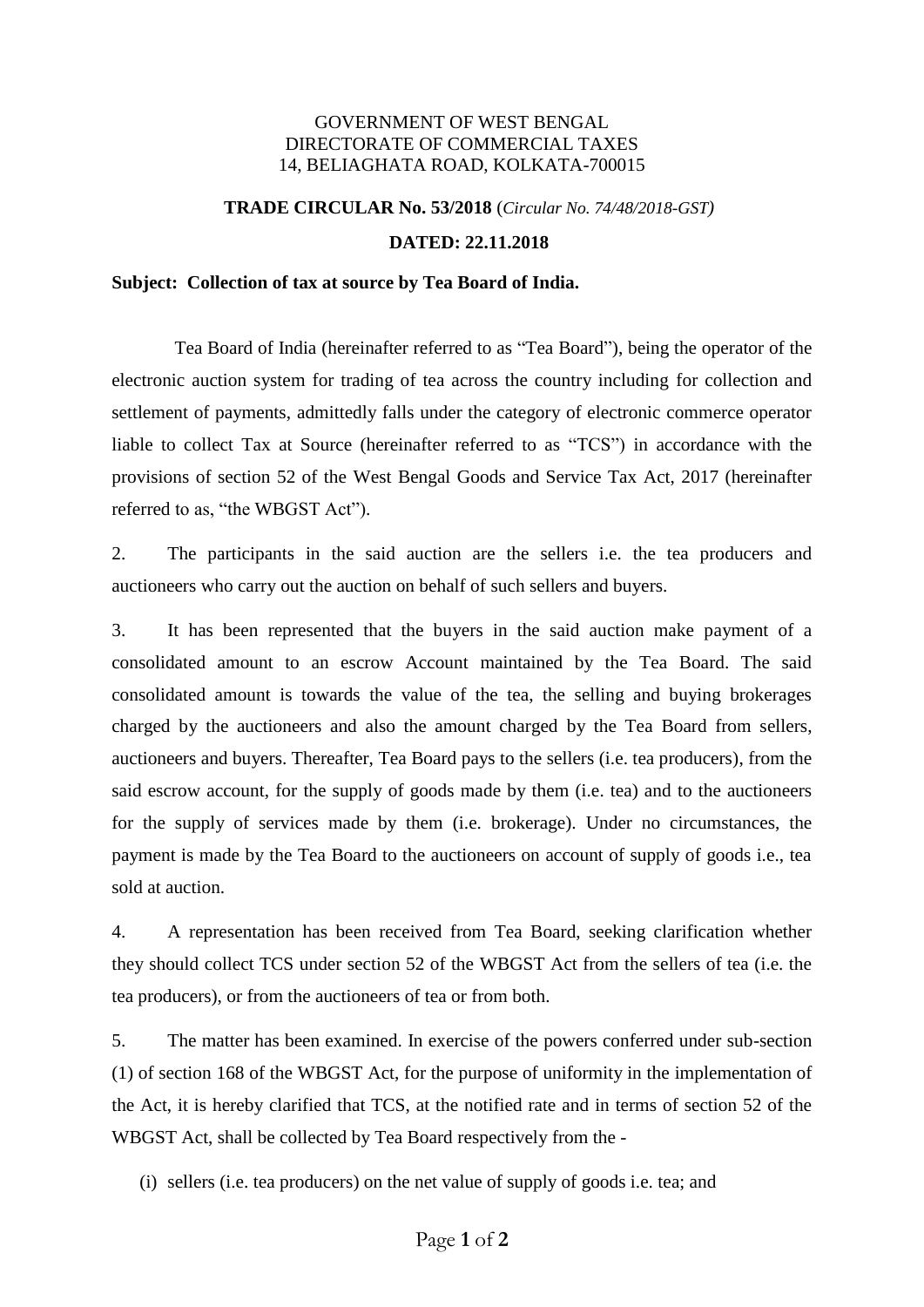GOVERNMENT OF WEST BENGAL
DIRECTORATE OF COMMERCIAL TAXES
14, BELIAGHATA ROAD, KOLKATA-700015

**TRADE CIRCULAR No. 53/2018** (*Circular No. 74/48/2018-GST)*

**DATED: 22.11.2018**

**Subject: Collection of tax at source by Tea Board of India.**

Tea Board of India (hereinafter referred to as "Tea Board"), being the operator of the electronic auction system for trading of tea across the country including for collection and settlement of payments, admittedly falls under the category of electronic commerce operator liable to collect Tax at Source (hereinafter referred to as "TCS") in accordance with the provisions of section 52 of the West Bengal Goods and Service Tax Act, 2017 (hereinafter referred to as, "the WBGST Act").

2. The participants in the said auction are the sellers i.e. the tea producers and auctioneers who carry out the auction on behalf of such sellers and buyers.

3. It has been represented that the buyers in the said auction make payment of a consolidated amount to an escrow Account maintained by the Tea Board. The said consolidated amount is towards the value of the tea, the selling and buying brokerages charged by the auctioneers and also the amount charged by the Tea Board from sellers, auctioneers and buyers. Thereafter, Tea Board pays to the sellers (i.e. tea producers), from the said escrow account, for the supply of goods made by them (i.e. tea) and to the auctioneers for the supply of services made by them (i.e. brokerage). Under no circumstances, the payment is made by the Tea Board to the auctioneers on account of supply of goods i.e., tea sold at auction.

4. A representation has been received from Tea Board, seeking clarification whether they should collect TCS under section 52 of the WBGST Act from the sellers of tea (i.e. the tea producers), or from the auctioneers of tea or from both.

5. The matter has been examined. In exercise of the powers conferred under sub-section (1) of section 168 of the WBGST Act, for the purpose of uniformity in the implementation of the Act, it is hereby clarified that TCS, at the notified rate and in terms of section 52 of the WBGST Act, shall be collected by Tea Board respectively from the -

(i) sellers (i.e. tea producers) on the net value of supply of goods i.e. tea; and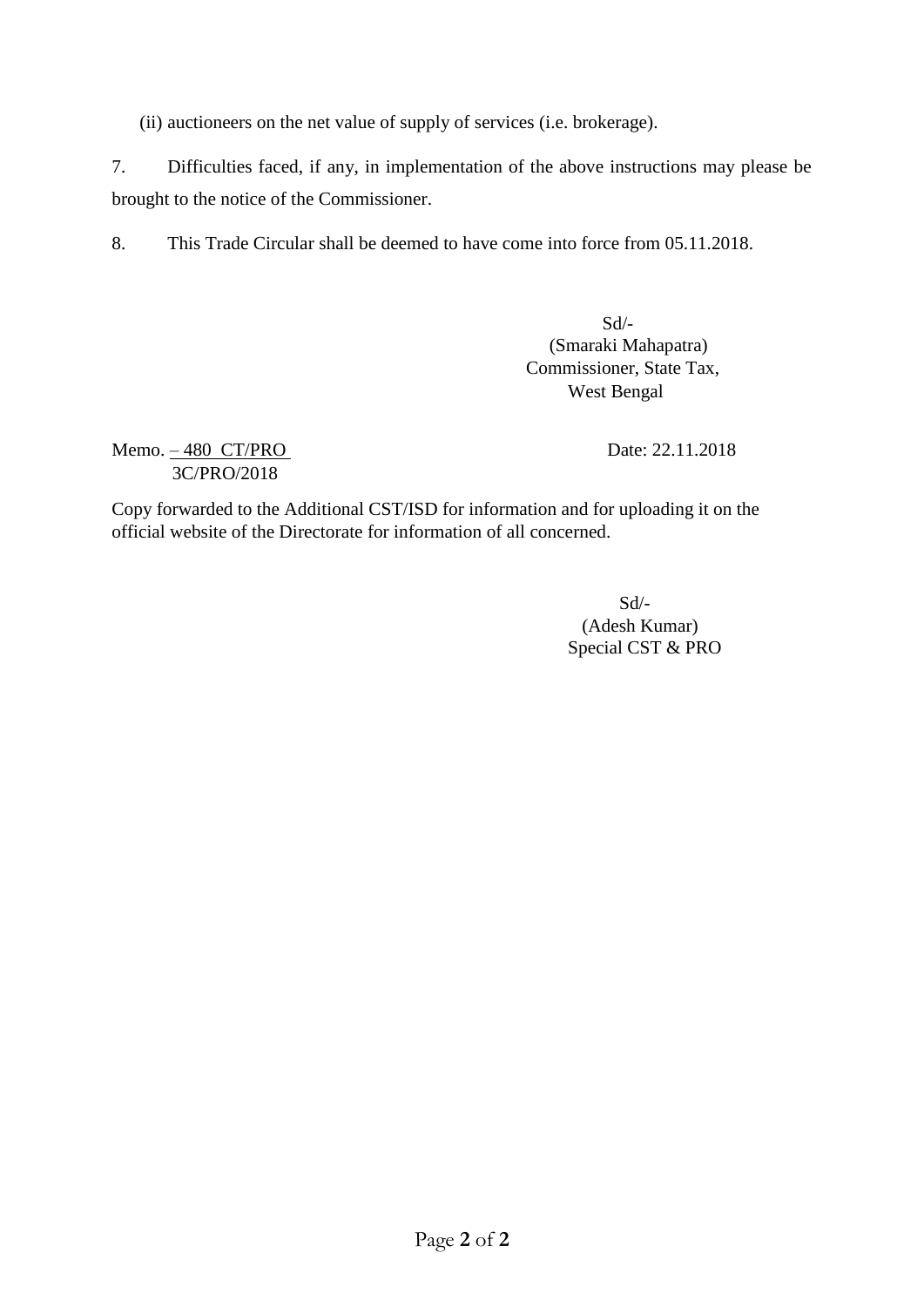(ii) auctioneers on the net value of supply of services (i.e. brokerage).

7. Difficulties faced, if any, in implementation of the above instructions may please be brought to the notice of the Commissioner.

8. This Trade Circular shall be deemed to have come into force from 05.11.2018.

Sd/-
(Smaraki Mahapatra)
Commissioner, State Tax,
West Bengal

Memo. – 480 CT/PRO
3C/PRO/2018

Date: 22.11.2018

Copy forwarded to the Additional CST/ISD for information and for uploading it on the official website of the Directorate for information of all concerned.

Sd/-
(Adesh Kumar)
Special CST & PRO